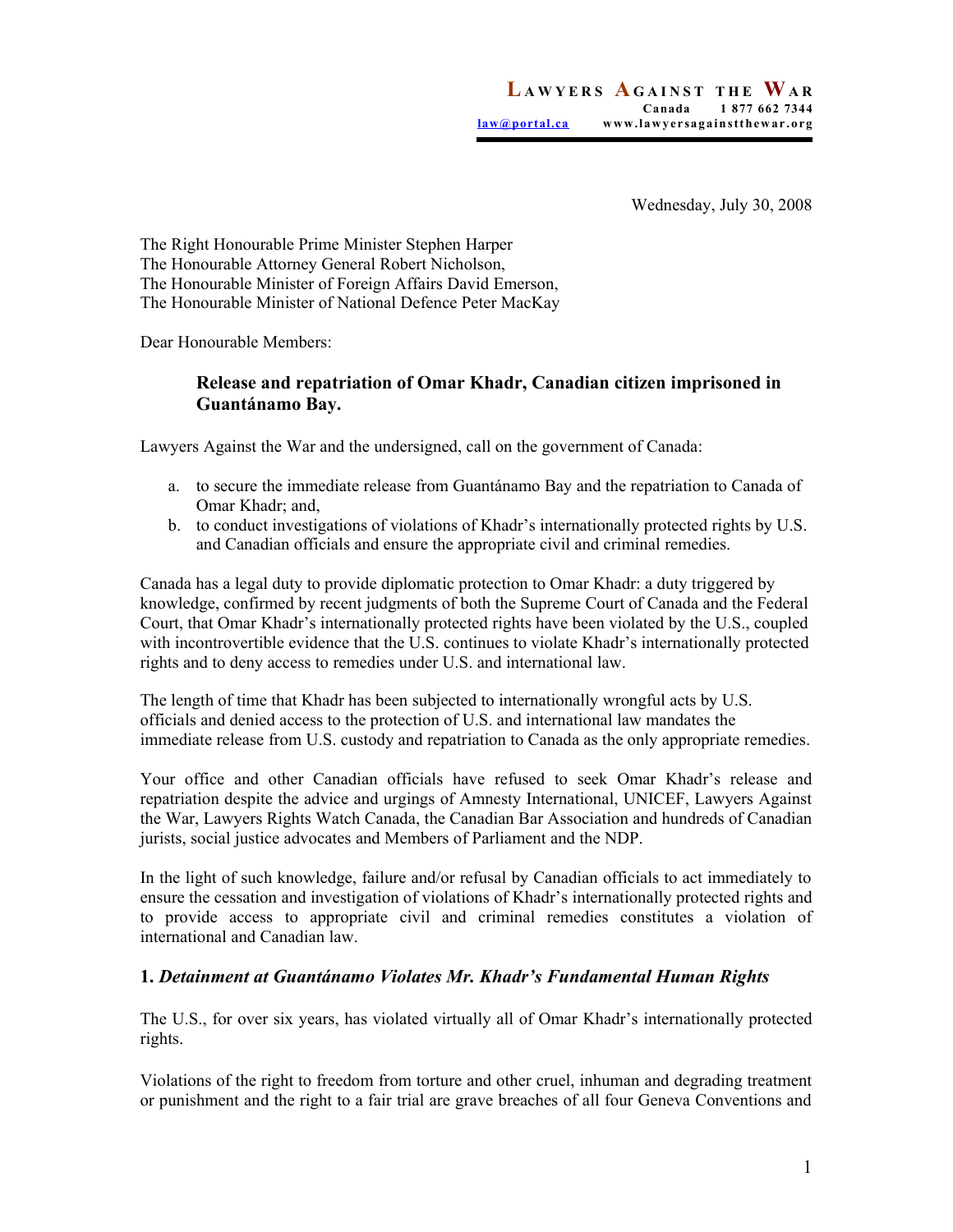**LAWYERS AGAINST THE WAR**
**Canada 1 877 662 7344**
[law@portal.ca](mailto:law@portal.ca) www.lawyersagainstthewar.org

Wednesday, July 30, 2008

The Right Honourable Prime Minister Stephen Harper
The Honourable Attorney General Robert Nicholson,
The Honourable Minister of Foreign Affairs David Emerson,
The Honourable Minister of National Defence Peter MacKay

Dear Honourable Members:

**Release and repatriation of Omar Khadr, Canadian citizen imprisoned in Guantánamo Bay.**

Lawyers Against the War and the undersigned, call on the government of Canada:

a. to secure the immediate release from Guantánamo Bay and the repatriation to Canada of Omar Khadr; and,
b. to conduct investigations of violations of Khadr's internationally protected rights by U.S. and Canadian officials and ensure the appropriate civil and criminal remedies.

Canada has a legal duty to provide diplomatic protection to Omar Khadr: a duty triggered by knowledge, confirmed by recent judgments of both the Supreme Court of Canada and the Federal Court, that Omar Khadr's internationally protected rights have been violated by the U.S., coupled with incontrovertible evidence that the U.S. continues to violate Khadr's internationally protected rights and to deny access to remedies under U.S. and international law.

The length of time that Khadr has been subjected to internationally wrongful acts by U.S. officials and denied access to the protection of U.S. and international law mandates the immediate release from U.S. custody and repatriation to Canada as the only appropriate remedies.

Your office and other Canadian officials have refused to seek Omar Khadr's release and repatriation despite the advice and urgings of Amnesty International, UNICEF, Lawyers Against the War, Lawyers Rights Watch Canada, the Canadian Bar Association and hundreds of Canadian jurists, social justice advocates and Members of Parliament and the NDP.

In the light of such knowledge, failure and/or refusal by Canadian officials to act immediately to ensure the cessation and investigation of violations of Khadr's internationally protected rights and to provide access to appropriate civil and criminal remedies constitutes a violation of international and Canadian law.

## 1. *Detainment at Guantánamo Violates Mr. Khadr's Fundamental Human Rights*

The U.S., for over six years, has violated virtually all of Omar Khadr's internationally protected rights.

Violations of the right to freedom from torture and other cruel, inhuman and degrading treatment or punishment and the right to a fair trial are grave breaches of all four Geneva Conventions and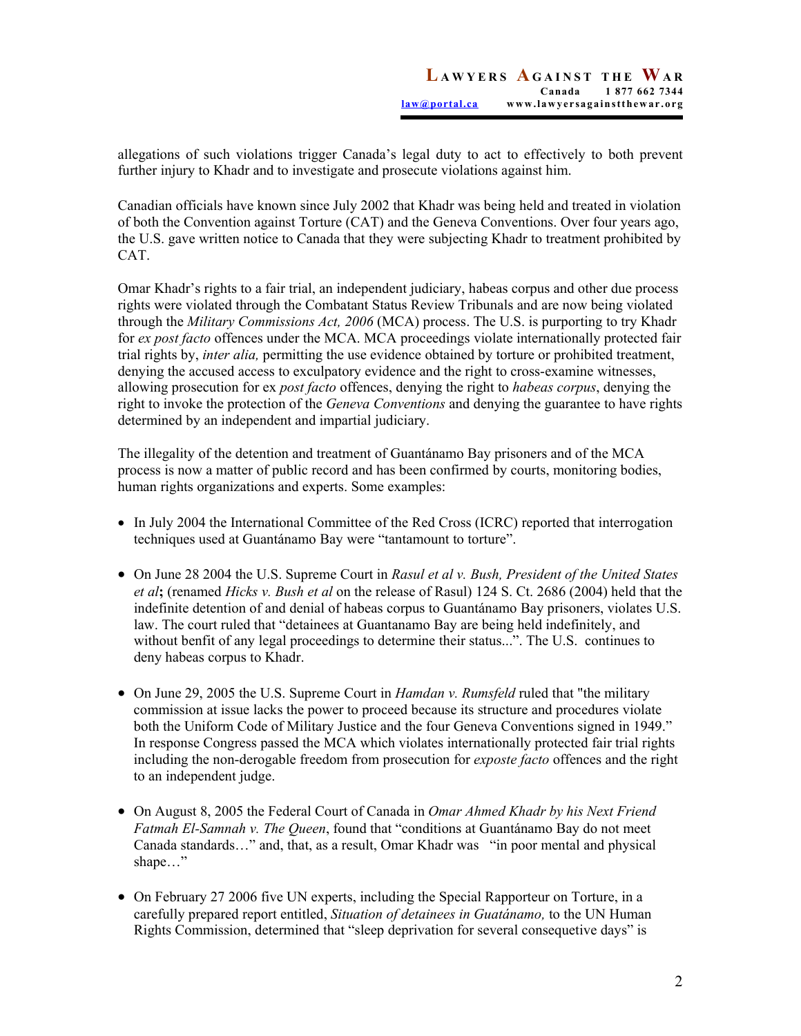allegations of such violations trigger Canada's legal duty to act to effectively to both prevent further injury to Khadr and to investigate and prosecute violations against him.

Canadian officials have known since July 2002 that Khadr was being held and treated in violation of both the Convention against Torture (CAT) and the Geneva Conventions. Over four years ago, the U.S. gave written notice to Canada that they were subjecting Khadr to treatment prohibited by CAT.

Omar Khadr's rights to a fair trial, an independent judiciary, habeas corpus and other due process rights were violated through the Combatant Status Review Tribunals and are now being violated through the *Military Commissions Act, 2006* (MCA) process. The U.S. is purporting to try Khadr for *ex post facto* offences under the MCA. MCA proceedings violate internationally protected fair trial rights by, *inter alia,* permitting the use evidence obtained by torture or prohibited treatment, denying the accused access to exculpatory evidence and the right to cross-examine witnesses, allowing prosecution for ex *post facto* offences, denying the right to *habeas corpus*, denying the right to invoke the protection of the *Geneva Conventions* and denying the guarantee to have rights determined by an independent and impartial judiciary.

The illegality of the detention and treatment of Guantánamo Bay prisoners and of the MCA process is now a matter of public record and has been confirmed by courts, monitoring bodies, human rights organizations and experts. Some examples:

- In July 2004 the International Committee of the Red Cross (ICRC) reported that interrogation techniques used at Guantánamo Bay were "tantamount to torture".
- On June 28 2004 the U.S. Supreme Court in *Rasul et al v. Bush, President of the United States et al***;** (renamed *Hicks v. Bush et al* on the release of Rasul) 124 S. Ct. 2686 (2004) held that the indefinite detention of and denial of habeas corpus to Guantánamo Bay prisoners, violates U.S. law. The court ruled that "detainees at Guantanamo Bay are being held indefinitely, and without benfit of any legal proceedings to determine their status...". The U.S. continues to deny habeas corpus to Khadr.
- On June 29, 2005 the U.S. Supreme Court in *Hamdan v. Rumsfeld* ruled that "the military commission at issue lacks the power to proceed because its structure and procedures violate both the Uniform Code of Military Justice and the four Geneva Conventions signed in 1949." In response Congress passed the MCA which violates internationally protected fair trial rights including the non-derogable freedom from prosecution for *exposte facto* offences and the right to an independent judge.
- On August 8, 2005 the Federal Court of Canada in *Omar Ahmed Khadr by his Next Friend Fatmah El-Samnah v. The Queen*, found that "conditions at Guantánamo Bay do not meet Canada standards…" and, that, as a result, Omar Khadr was "in poor mental and physical shape…"
- On February 27 2006 five UN experts, including the Special Rapporteur on Torture, in a carefully prepared report entitled, *Situation of detainees in Guatánamo,* to the UN Human Rights Commission, determined that "sleep deprivation for several consequetive days" is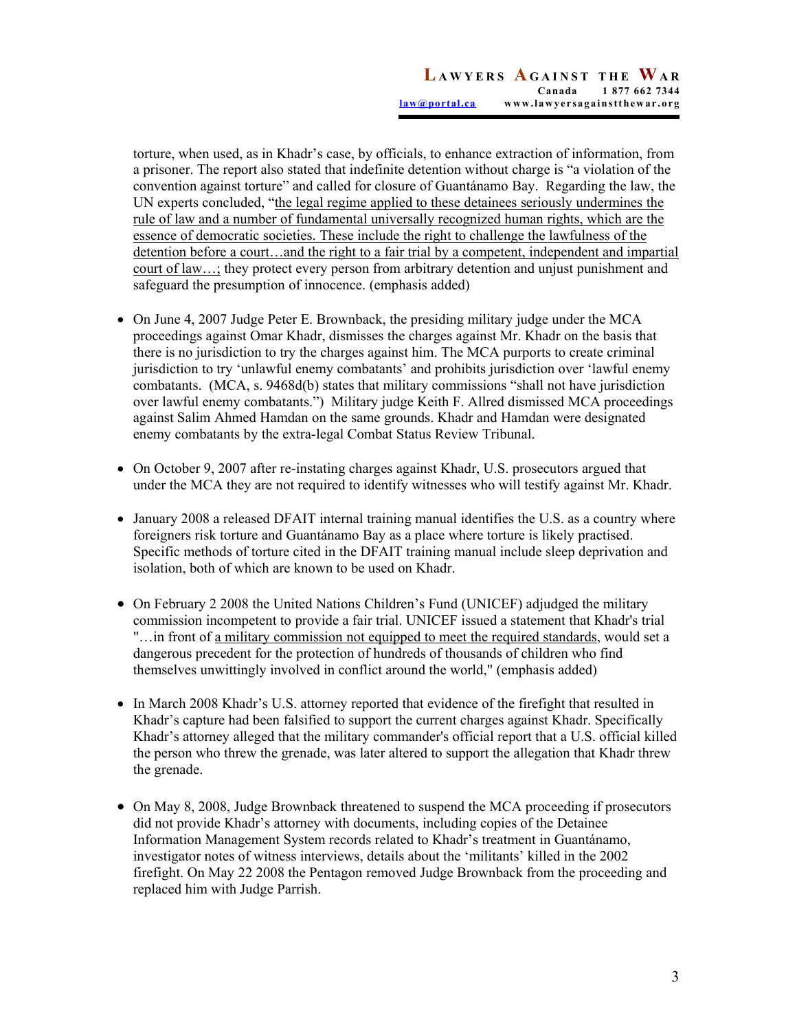torture, when used, as in Khadr's case, by officials, to enhance extraction of information, from a prisoner. The report also stated that indefinite detention without charge is "a violation of the convention against torture" and called for closure of Guantánamo Bay. Regarding the law, the UN experts concluded, "<u>the legal regime applied to these detainees seriously undermines the rule of law and a number of fundamental universally recognized human rights, which are the essence of democratic societies. These include the right to challenge the lawfulness of the detention before a court…and the right to a fair trial by a competent, independent and impartial court of law…;</u> they protect every person from arbitrary detention and unjust punishment and safeguard the presumption of innocence. (emphasis added)

- On June 4, 2007 Judge Peter E. Brownback, the presiding military judge under the MCA proceedings against Omar Khadr, dismisses the charges against Mr. Khadr on the basis that there is no jurisdiction to try the charges against him. The MCA purports to create criminal jurisdiction to try 'unlawful enemy combatants' and prohibits jurisdiction over 'lawful enemy combatants. (MCA, s. 9468d(b) states that military commissions "shall not have jurisdiction over lawful enemy combatants.") Military judge Keith F. Allred dismissed MCA proceedings against Salim Ahmed Hamdan on the same grounds. Khadr and Hamdan were designated enemy combatants by the extra-legal Combat Status Review Tribunal.

- On October 9, 2007 after re-instating charges against Khadr, U.S. prosecutors argued that under the MCA they are not required to identify witnesses who will testify against Mr. Khadr.

- January 2008 a released DFAIT internal training manual identifies the U.S. as a country where foreigners risk torture and Guantánamo Bay as a place where torture is likely practised. Specific methods of torture cited in the DFAIT training manual include sleep deprivation and isolation, both of which are known to be used on Khadr.

- On February 2 2008 the United Nations Children's Fund (UNICEF) adjudged the military commission incompetent to provide a fair trial. UNICEF issued a statement that Khadr's trial "…in front of <u>a military commission not equipped to meet the required standards</u>, would set a dangerous precedent for the protection of hundreds of thousands of children who find themselves unwittingly involved in conflict around the world," (emphasis added)

- In March 2008 Khadr's U.S. attorney reported that evidence of the firefight that resulted in Khadr's capture had been falsified to support the current charges against Khadr. Specifically Khadr's attorney alleged that the military commander's official report that a U.S. official killed the person who threw the grenade, was later altered to support the allegation that Khadr threw the grenade.

- On May 8, 2008, Judge Brownback threatened to suspend the MCA proceeding if prosecutors did not provide Khadr's attorney with documents, including copies of the Detainee Information Management System records related to Khadr's treatment in Guantánamo, investigator notes of witness interviews, details about the 'militants' killed in the 2002 firefight. On May 22 2008 the Pentagon removed Judge Brownback from the proceeding and replaced him with Judge Parrish.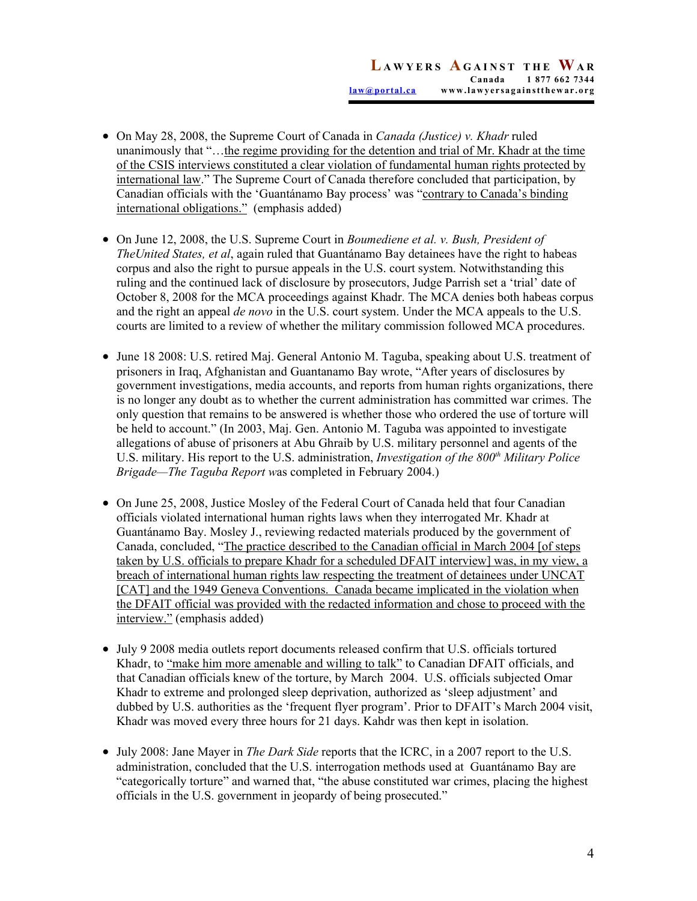- On May 28, 2008, the Supreme Court of Canada in *Canada (Justice) v. Khadr* ruled unanimously that "…the regime providing for the detention and trial of Mr. Khadr at the time of the CSIS interviews constituted a clear violation of fundamental human rights protected by international law." The Supreme Court of Canada therefore concluded that participation, by Canadian officials with the 'Guantánamo Bay process' was "contrary to Canada's binding international obligations." (emphasis added)

- On June 12, 2008, the U.S. Supreme Court in *Boumediene et al. v. Bush, President of TheUnited States, et al*, again ruled that Guantánamo Bay detainees have the right to habeas corpus and also the right to pursue appeals in the U.S. court system. Notwithstanding this ruling and the continued lack of disclosure by prosecutors, Judge Parrish set a 'trial' date of October 8, 2008 for the MCA proceedings against Khadr. The MCA denies both habeas corpus and the right an appeal *de novo* in the U.S. court system. Under the MCA appeals to the U.S. courts are limited to a review of whether the military commission followed MCA procedures.

- June 18 2008: U.S. retired Maj. General Antonio M. Taguba, speaking about U.S. treatment of prisoners in Iraq, Afghanistan and Guantanamo Bay wrote, "After years of disclosures by government investigations, media accounts, and reports from human rights organizations, there is no longer any doubt as to whether the current administration has committed war crimes. The only question that remains to be answered is whether those who ordered the use of torture will be held to account." (In 2003, Maj. Gen. Antonio M. Taguba was appointed to investigate allegations of abuse of prisoners at Abu Ghraib by U.S. military personnel and agents of the U.S. military. His report to the U.S. administration, *Investigation of the 800th Military Police Brigade—The Taguba Report* was completed in February 2004.)

- On June 25, 2008, Justice Mosley of the Federal Court of Canada held that four Canadian officials violated international human rights laws when they interrogated Mr. Khadr at Guantánamo Bay. Mosley J., reviewing redacted materials produced by the government of Canada, concluded, "The practice described to the Canadian official in March 2004 [of steps taken by U.S. officials to prepare Khadr for a scheduled DFAIT interview] was, in my view, a breach of international human rights law respecting the treatment of detainees under UNCAT [CAT] and the 1949 Geneva Conventions. Canada became implicated in the violation when the DFAIT official was provided with the redacted information and chose to proceed with the interview." (emphasis added)

- July 9 2008 media outlets report documents released confirm that U.S. officials tortured Khadr, to "make him more amenable and willing to talk" to Canadian DFAIT officials, and that Canadian officials knew of the torture, by March 2004. U.S. officials subjected Omar Khadr to extreme and prolonged sleep deprivation, authorized as 'sleep adjustment' and dubbed by U.S. authorities as the 'frequent flyer program'. Prior to DFAIT's March 2004 visit, Khadr was moved every three hours for 21 days. Kahdr was then kept in isolation.

- July 2008: Jane Mayer in *The Dark Side* reports that the ICRC, in a 2007 report to the U.S. administration, concluded that the U.S. interrogation methods used at Guantánamo Bay are "categorically torture" and warned that, "the abuse constituted war crimes, placing the highest officials in the U.S. government in jeopardy of being prosecuted."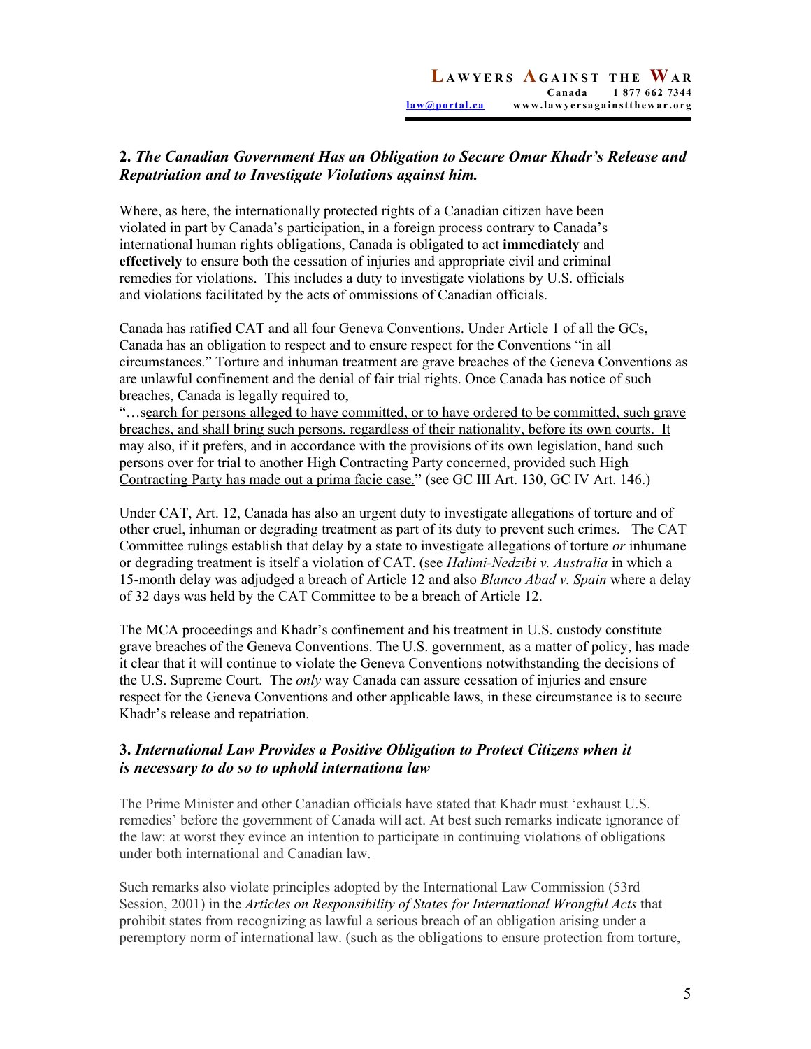## 2. *The Canadian Government Has an Obligation to Secure Omar Khadr's Release and Repatriation and to Investigate Violations against him.*

Where, as here, the internationally protected rights of a Canadian citizen have been violated in part by Canada's participation, in a foreign process contrary to Canada's international human rights obligations, Canada is obligated to act **immediately** and **effectively** to ensure both the cessation of injuries and appropriate civil and criminal remedies for violations. This includes a duty to investigate violations by U.S. officials and violations facilitated by the acts of ommissions of Canadian officials.

Canada has ratified CAT and all four Geneva Conventions. Under Article 1 of all the GCs, Canada has an obligation to respect and to ensure respect for the Conventions "in all circumstances." Torture and inhuman treatment are grave breaches of the Geneva Conventions as are unlawful confinement and the denial of fair trial rights. Once Canada has notice of such breaches, Canada is legally required to,

"…search for persons alleged to have committed, or to have ordered to be committed, such grave breaches, and shall bring such persons, regardless of their nationality, before its own courts. It may also, if it prefers, and in accordance with the provisions of its own legislation, hand such persons over for trial to another High Contracting Party concerned, provided such High Contracting Party has made out a prima facie case." (see GC III Art. 130, GC IV Art. 146.)

Under CAT, Art. 12, Canada has also an urgent duty to investigate allegations of torture and of other cruel, inhuman or degrading treatment as part of its duty to prevent such crimes. The CAT Committee rulings establish that delay by a state to investigate allegations of torture *or* inhumane or degrading treatment is itself a violation of CAT. (see *Halimi-Nedzibi v. Australia* in which a 15-month delay was adjudged a breach of Article 12 and also *Blanco Abad v. Spain* where a delay of 32 days was held by the CAT Committee to be a breach of Article 12.

The MCA proceedings and Khadr's confinement and his treatment in U.S. custody constitute grave breaches of the Geneva Conventions. The U.S. government, as a matter of policy, has made it clear that it will continue to violate the Geneva Conventions notwithstanding the decisions of the U.S. Supreme Court. The *only* way Canada can assure cessation of injuries and ensure respect for the Geneva Conventions and other applicable laws, in these circumstance is to secure Khadr's release and repatriation.

## 3. *International Law Provides a Positive Obligation to Protect Citizens when it is necessary to do so to uphold internationa law*

The Prime Minister and other Canadian officials have stated that Khadr must 'exhaust U.S. remedies' before the government of Canada will act. At best such remarks indicate ignorance of the law: at worst they evince an intention to participate in continuing violations of obligations under both international and Canadian law.

Such remarks also violate principles adopted by the International Law Commission (53rd Session, 2001) in the *Articles on Responsibility of States for International Wrongful Acts* that prohibit states from recognizing as lawful a serious breach of an obligation arising under a peremptory norm of international law. (such as the obligations to ensure protection from torture,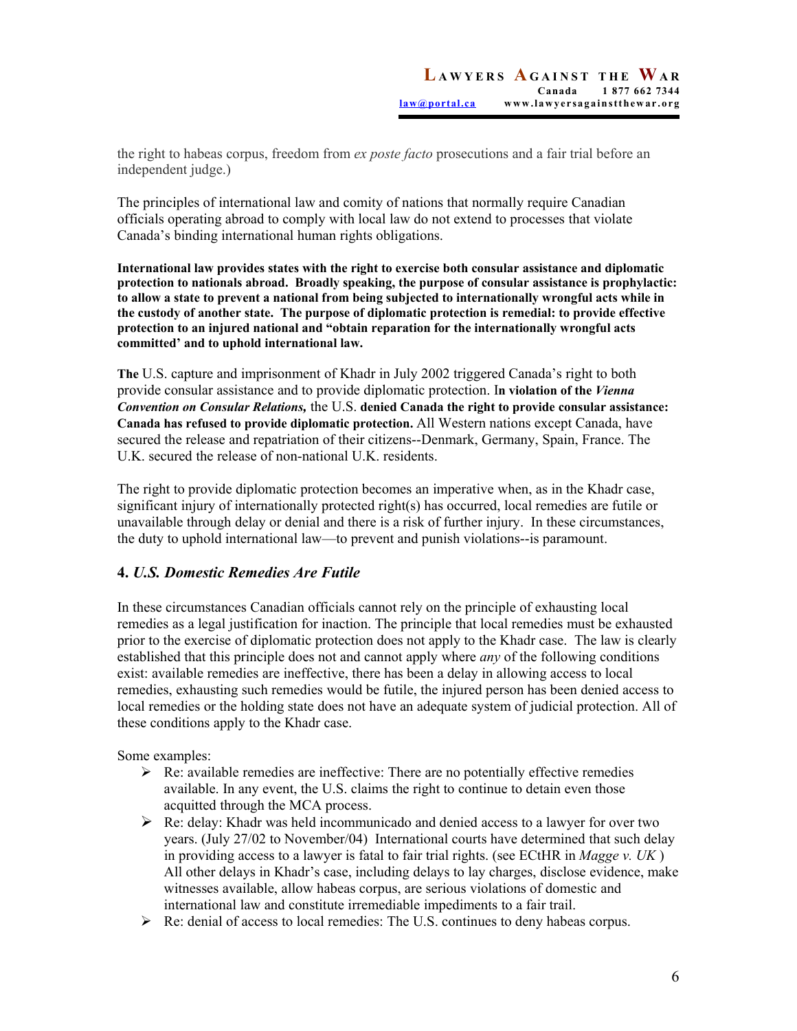the right to habeas corpus, freedom from *ex poste facto* prosecutions and a fair trial before an independent judge.)

The principles of international law and comity of nations that normally require Canadian officials operating abroad to comply with local law do not extend to processes that violate Canada's binding international human rights obligations.

**International law provides states with the right to exercise both consular assistance and diplomatic protection to nationals abroad. Broadly speaking, the purpose of consular assistance is prophylactic: to allow a state to prevent a national from being subjected to internationally wrongful acts while in the custody of another state. The purpose of diplomatic protection is remedial: to provide effective protection to an injured national and "obtain reparation for the internationally wrongful acts committed' and to uphold international law.**

**The** U.S. capture and imprisonment of Khadr in July 2002 triggered Canada's right to both provide consular assistance and to provide diplomatic protection. I**n violation of the *Vienna Convention on Consular Relations,*** the U.S. **denied Canada the right to provide consular assistance: Canada has refused to provide diplomatic protection.** All Western nations except Canada, have secured the release and repatriation of their citizens--Denmark, Germany, Spain, France. The U.K. secured the release of non-national U.K. residents.

The right to provide diplomatic protection becomes an imperative when, as in the Khadr case, significant injury of internationally protected right(s) has occurred, local remedies are futile or unavailable through delay or denial and there is a risk of further injury. In these circumstances, the duty to uphold international law—to prevent and punish violations--is paramount.

## 4. *U.S. Domestic Remedies Are Futile*

In these circumstances Canadian officials cannot rely on the principle of exhausting local remedies as a legal justification for inaction. The principle that local remedies must be exhausted prior to the exercise of diplomatic protection does not apply to the Khadr case. The law is clearly established that this principle does not and cannot apply where *any* of the following conditions exist: available remedies are ineffective, there has been a delay in allowing access to local remedies, exhausting such remedies would be futile, the injured person has been denied access to local remedies or the holding state does not have an adequate system of judicial protection. All of these conditions apply to the Khadr case.

Some examples:

- Re: available remedies are ineffective: There are no potentially effective remedies available. In any event, the U.S. claims the right to continue to detain even those acquitted through the MCA process.
- Re: delay: Khadr was held incommunicado and denied access to a lawyer for over two years. (July 27/02 to November/04) International courts have determined that such delay in providing access to a lawyer is fatal to fair trial rights. (see ECtHR in *Magge v. UK* ) All other delays in Khadr's case, including delays to lay charges, disclose evidence, make witnesses available, allow habeas corpus, are serious violations of domestic and international law and constitute irremediable impediments to a fair trail.
- Re: denial of access to local remedies: The U.S. continues to deny habeas corpus.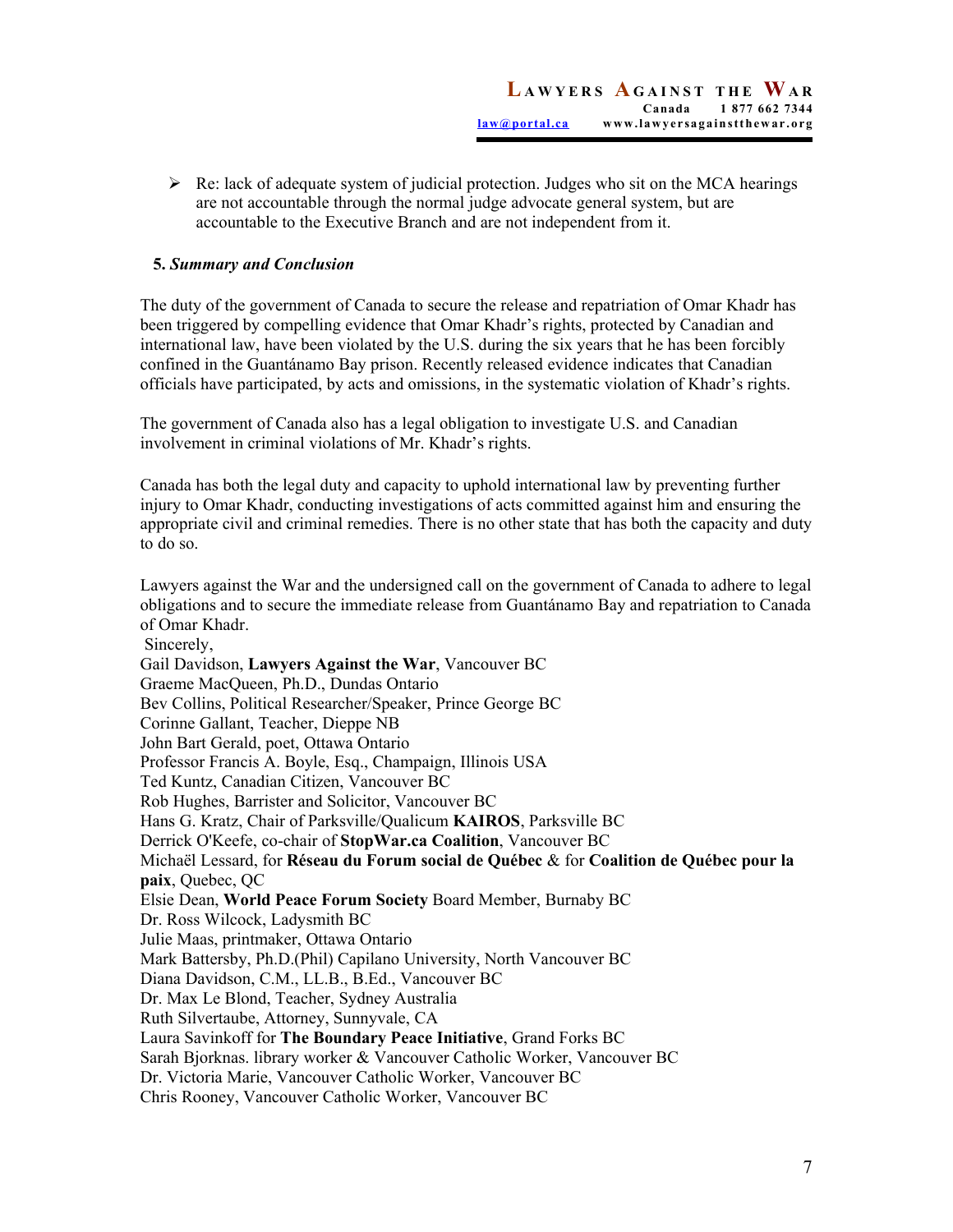- Re: lack of adequate system of judicial protection. Judges who sit on the MCA hearings are not accountable through the normal judge advocate general system, but are accountable to the Executive Branch and are not independent from it.

## 5. *Summary and Conclusion*

The duty of the government of Canada to secure the release and repatriation of Omar Khadr has been triggered by compelling evidence that Omar Khadr's rights, protected by Canadian and international law, have been violated by the U.S. during the six years that he has been forcibly confined in the Guantánamo Bay prison. Recently released evidence indicates that Canadian officials have participated, by acts and omissions, in the systematic violation of Khadr's rights.

The government of Canada also has a legal obligation to investigate U.S. and Canadian involvement in criminal violations of Mr. Khadr's rights.

Canada has both the legal duty and capacity to uphold international law by preventing further injury to Omar Khadr, conducting investigations of acts committed against him and ensuring the appropriate civil and criminal remedies. There is no other state that has both the capacity and duty to do so.

Lawyers against the War and the undersigned call on the government of Canada to adhere to legal obligations and to secure the immediate release from Guantánamo Bay and repatriation to Canada of Omar Khadr.

Sincerely,
Gail Davidson, **Lawyers Against the War**, Vancouver BC
Graeme MacQueen, Ph.D., Dundas Ontario
Bev Collins, Political Researcher/Speaker, Prince George BC
Corinne Gallant, Teacher, Dieppe NB
John Bart Gerald, poet, Ottawa Ontario
Professor Francis A. Boyle, Esq., Champaign, Illinois USA
Ted Kuntz, Canadian Citizen, Vancouver BC
Rob Hughes, Barrister and Solicitor, Vancouver BC
Hans G. Kratz, Chair of Parksville/Qualicum **KAIROS**, Parksville BC
Derrick O'Keefe, co-chair of **StopWar.ca Coalition**, Vancouver BC
Michaël Lessard, for **Réseau du Forum social de Québec** & for **Coalition de Québec pour la paix**, Quebec, QC
Elsie Dean, **World Peace Forum Society** Board Member, Burnaby BC
Dr. Ross Wilcock, Ladysmith BC
Julie Maas, printmaker, Ottawa Ontario
Mark Battersby, Ph.D.(Phil) Capilano University, North Vancouver BC
Diana Davidson, C.M., LL.B., B.Ed., Vancouver BC
Dr. Max Le Blond, Teacher, Sydney Australia
Ruth Silvertaube, Attorney, Sunnyvale, CA
Laura Savinkoff for **The Boundary Peace Initiative**, Grand Forks BC
Sarah Bjorknas. library worker & Vancouver Catholic Worker, Vancouver BC
Dr. Victoria Marie, Vancouver Catholic Worker, Vancouver BC
Chris Rooney, Vancouver Catholic Worker, Vancouver BC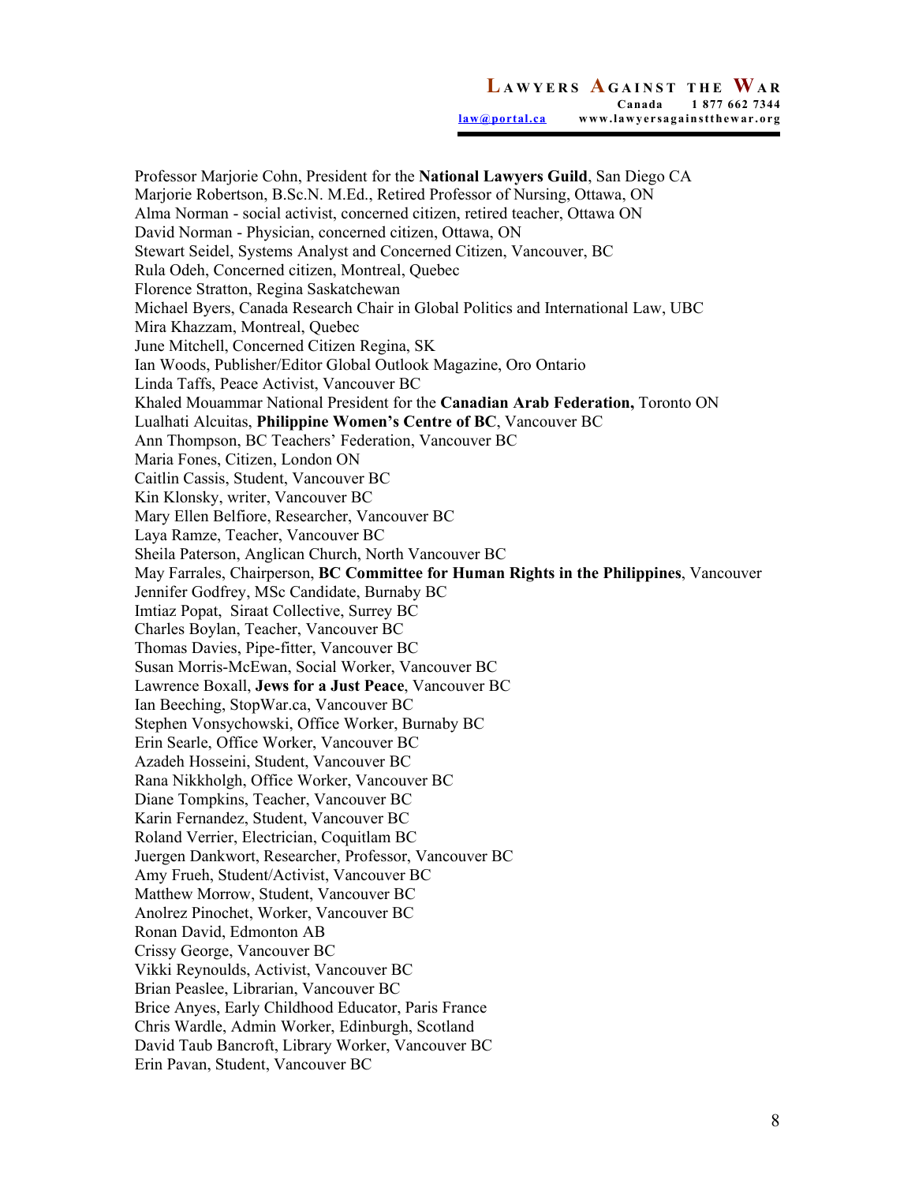Professor Marjorie Cohn, President for the **National Lawyers Guild**, San Diego CA
Marjorie Robertson, B.Sc.N. M.Ed., Retired Professor of Nursing, Ottawa, ON
Alma Norman - social activist, concerned citizen, retired teacher, Ottawa ON
David Norman - Physician, concerned citizen, Ottawa, ON
Stewart Seidel, Systems Analyst and Concerned Citizen, Vancouver, BC
Rula Odeh, Concerned citizen, Montreal, Quebec
Florence Stratton, Regina Saskatchewan
Michael Byers, Canada Research Chair in Global Politics and International Law, UBC
Mira Khazzam, Montreal, Quebec
June Mitchell, Concerned Citizen Regina, SK
Ian Woods, Publisher/Editor Global Outlook Magazine, Oro Ontario
Linda Taffs, Peace Activist, Vancouver BC
Khaled Mouammar National President for the **Canadian Arab Federation,** Toronto ON
Lualhati Alcuitas, **Philippine Women's Centre of BC**, Vancouver BC
Ann Thompson, BC Teachers' Federation, Vancouver BC
Maria Fones, Citizen, London ON
Caitlin Cassis, Student, Vancouver BC
Kin Klonsky, writer, Vancouver BC
Mary Ellen Belfiore, Researcher, Vancouver BC
Laya Ramze, Teacher, Vancouver BC
Sheila Paterson, Anglican Church, North Vancouver BC
May Farrales, Chairperson, **BC Committee for Human Rights in the Philippines**, Vancouver
Jennifer Godfrey, MSc Candidate, Burnaby BC
Imtiaz Popat, Siraat Collective, Surrey BC
Charles Boylan, Teacher, Vancouver BC
Thomas Davies, Pipe-fitter, Vancouver BC
Susan Morris-McEwan, Social Worker, Vancouver BC
Lawrence Boxall, **Jews for a Just Peace**, Vancouver BC
Ian Beeching, StopWar.ca, Vancouver BC
Stephen Vonsychowski, Office Worker, Burnaby BC
Erin Searle, Office Worker, Vancouver BC
Azadeh Hosseini, Student, Vancouver BC
Rana Nikkholgh, Office Worker, Vancouver BC
Diane Tompkins, Teacher, Vancouver BC
Karin Fernandez, Student, Vancouver BC
Roland Verrier, Electrician, Coquitlam BC
Juergen Dankwort, Researcher, Professor, Vancouver BC
Amy Frueh, Student/Activist, Vancouver BC
Matthew Morrow, Student, Vancouver BC
Anolrez Pinochet, Worker, Vancouver BC
Ronan David, Edmonton AB
Crissy George, Vancouver BC
Vikki Reynoulds, Activist, Vancouver BC
Brian Peaslee, Librarian, Vancouver BC
Brice Anyes, Early Childhood Educator, Paris France
Chris Wardle, Admin Worker, Edinburgh, Scotland
David Taub Bancroft, Library Worker, Vancouver BC
Erin Pavan, Student, Vancouver BC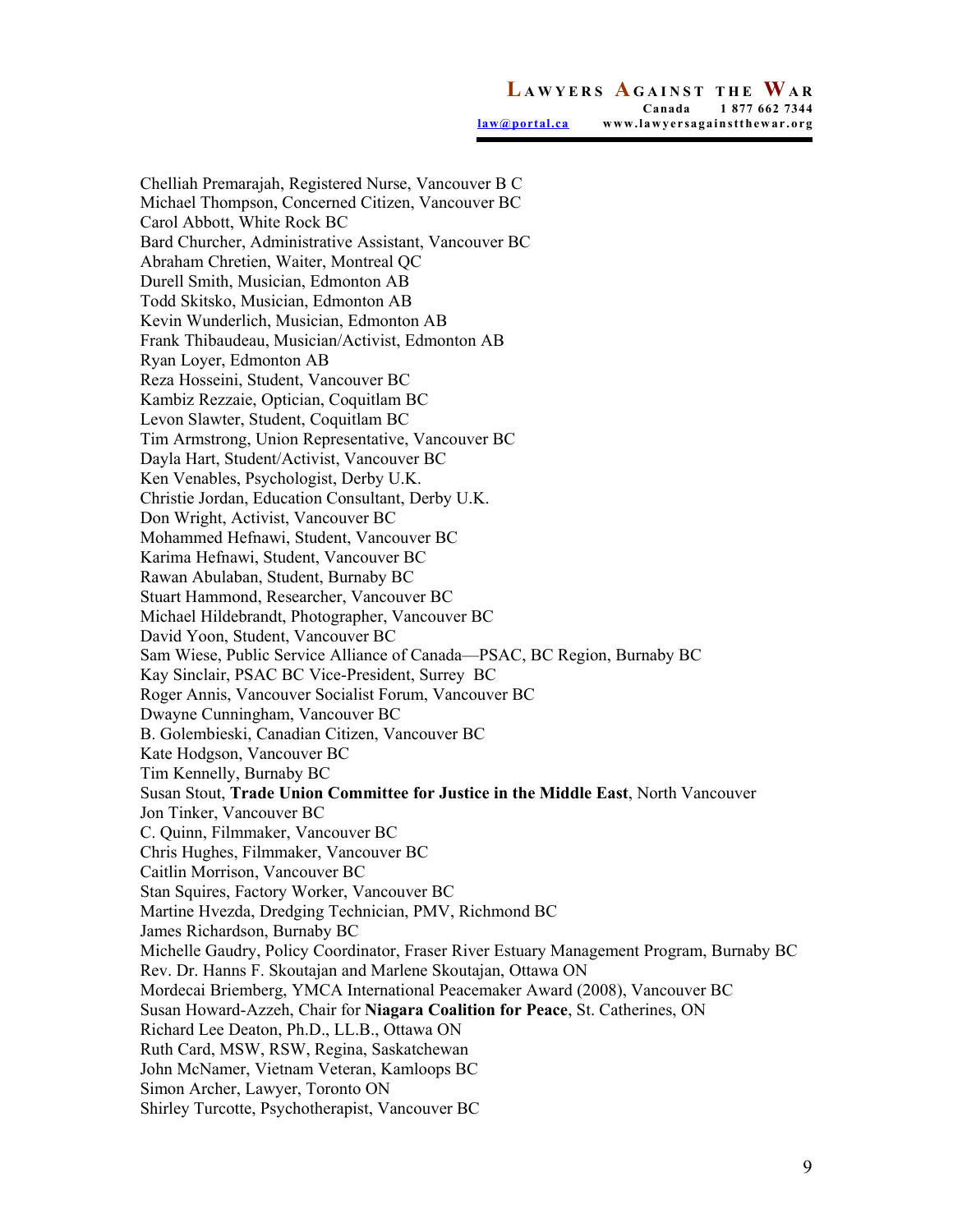Chelliah Premarajah, Registered Nurse, Vancouver B C
Michael Thompson, Concerned Citizen, Vancouver BC
Carol Abbott, White Rock BC
Bard Churcher, Administrative Assistant, Vancouver BC
Abraham Chretien, Waiter, Montreal QC
Durell Smith, Musician, Edmonton AB
Todd Skitsko, Musician, Edmonton AB
Kevin Wunderlich, Musician, Edmonton AB
Frank Thibaudeau, Musician/Activist, Edmonton AB
Ryan Loyer, Edmonton AB
Reza Hosseini, Student, Vancouver BC
Kambiz Rezzaie, Optician, Coquitlam BC
Levon Slawter, Student, Coquitlam BC
Tim Armstrong, Union Representative, Vancouver BC
Dayla Hart, Student/Activist, Vancouver BC
Ken Venables, Psychologist, Derby U.K.
Christie Jordan, Education Consultant, Derby U.K.
Don Wright, Activist, Vancouver BC
Mohammed Hefnawi, Student, Vancouver BC
Karima Hefnawi, Student, Vancouver BC
Rawan Abulaban, Student, Burnaby BC
Stuart Hammond, Researcher, Vancouver BC
Michael Hildebrandt, Photographer, Vancouver BC
David Yoon, Student, Vancouver BC
Sam Wiese, Public Service Alliance of Canada—PSAC, BC Region, Burnaby BC
Kay Sinclair, PSAC BC Vice-President, Surrey BC
Roger Annis, Vancouver Socialist Forum, Vancouver BC
Dwayne Cunningham, Vancouver BC
B. Golembieski, Canadian Citizen, Vancouver BC
Kate Hodgson, Vancouver BC
Tim Kennelly, Burnaby BC
Susan Stout, **Trade Union Committee for Justice in the Middle East**, North Vancouver
Jon Tinker, Vancouver BC
C. Quinn, Filmmaker, Vancouver BC
Chris Hughes, Filmmaker, Vancouver BC
Caitlin Morrison, Vancouver BC
Stan Squires, Factory Worker, Vancouver BC
Martine Hvezda, Dredging Technician, PMV, Richmond BC
James Richardson, Burnaby BC
Michelle Gaudry, Policy Coordinator, Fraser River Estuary Management Program, Burnaby BC
Rev. Dr. Hanns F. Skoutajan and Marlene Skoutajan, Ottawa ON
Mordecai Briemberg, YMCA International Peacemaker Award (2008), Vancouver BC
Susan Howard-Azzeh, Chair for **Niagara Coalition for Peace**, St. Catherines, ON
Richard Lee Deaton, Ph.D., LL.B., Ottawa ON
Ruth Card, MSW, RSW, Regina, Saskatchewan
John McNamer, Vietnam Veteran, Kamloops BC
Simon Archer, Lawyer, Toronto ON
Shirley Turcotte, Psychotherapist, Vancouver BC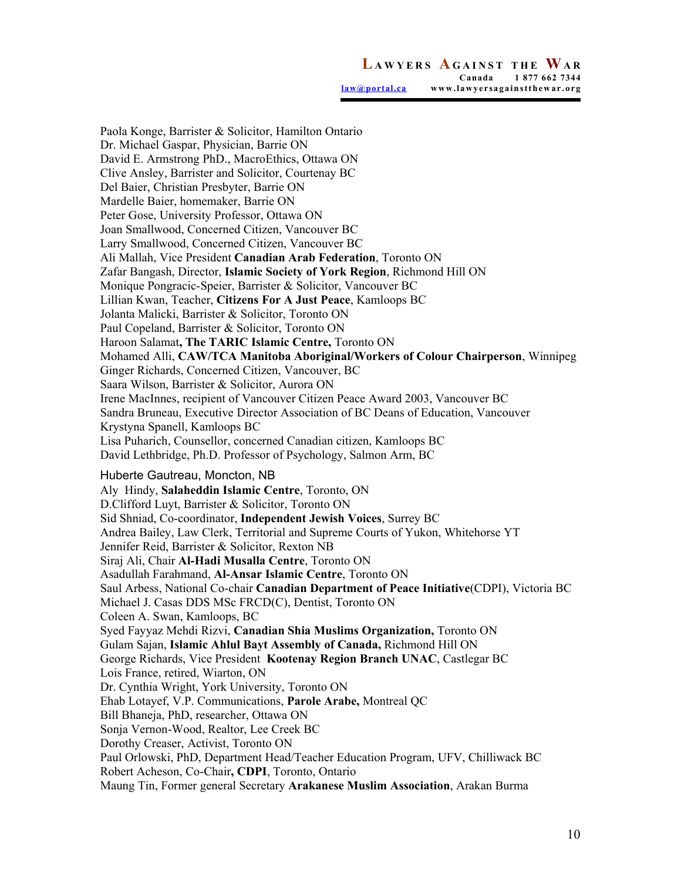Paola Konge, Barrister & Solicitor, Hamilton Ontario
Dr. Michael Gaspar, Physician, Barrie ON
David E. Armstrong PhD., MacroEthics, Ottawa ON
Clive Ansley, Barrister and Solicitor, Courtenay BC
Del Baier, Christian Presbyter, Barrie ON
Mardelle Baier, homemaker, Barrie ON
Peter Gose, University Professor, Ottawa ON
Joan Smallwood, Concerned Citizen, Vancouver BC
Larry Smallwood, Concerned Citizen, Vancouver BC
Ali Mallah, Vice President **Canadian Arab Federation**, Toronto ON
Zafar Bangash, Director, **Islamic Society of York Region**, Richmond Hill ON
Monique Pongracic-Speier, Barrister & Solicitor, Vancouver BC
Lillian Kwan, Teacher, **Citizens For A Just Peace**, Kamloops BC
Jolanta Malicki, Barrister & Solicitor, Toronto ON
Paul Copeland, Barrister & Solicitor, Toronto ON
Haroon Salamat**, The TARIC Islamic Centre,** Toronto ON
Mohamed Alli, **CAW/TCA Manitoba Aboriginal/Workers of Colour Chairperson**, Winnipeg
Ginger Richards, Concerned Citizen, Vancouver, BC
Saara Wilson, Barrister & Solicitor, Aurora ON
Irene MacInnes, recipient of Vancouver Citizen Peace Award 2003, Vancouver BC
Sandra Bruneau, Executive Director Association of BC Deans of Education, Vancouver
Krystyna Spanell, Kamloops BC
Lisa Puharich, Counsellor, concerned Canadian citizen, Kamloops BC
David Lethbridge, Ph.D. Professor of Psychology, Salmon Arm, BC
Huberte Gautreau, Moncton, NB
Aly Hindy, **Salaheddin Islamic Centre**, Toronto, ON
D.Clifford Luyt, Barrister & Solicitor, Toronto ON
Sid Shniad, Co-coordinator, **Independent Jewish Voices**, Surrey BC
Andrea Bailey, Law Clerk, Territorial and Supreme Courts of Yukon, Whitehorse YT
Jennifer Reid, Barrister & Solicitor, Rexton NB
Siraj Ali, Chair **Al-Hadi Musalla Centre**, Toronto ON
Asadullah Farahmand, **Al-Ansar Islamic Centre**, Toronto ON
Saul Arbess, National Co-chair **Canadian Department of Peace Initiative**(CDPI), Victoria BC
Michael J. Casas DDS MSc FRCD(C), Dentist, Toronto ON
Coleen A. Swan, Kamloops, BC
Syed Fayyaz Mehdi Rizvi, **Canadian Shia Muslims Organization,** Toronto ON
Gulam Sajan, **Islamic Ahlul Bayt Assembly of Canada,** Richmond Hill ON
George Richards, Vice President **Kootenay Region Branch UNAC**, Castlegar BC
Lois France, retired, Wiarton, ON
Dr. Cynthia Wright, York University, Toronto ON
Ehab Lotayef, V.P. Communications, **Parole Arabe,** Montreal QC
Bill Bhaneja, PhD, researcher, Ottawa ON
Sonja Vernon-Wood, Realtor, Lee Creek BC
Dorothy Creaser, Activist, Toronto ON
Paul Orlowski, PhD, Department Head/Teacher Education Program, UFV, Chilliwack BC
Robert Acheson, Co-Chair**, CDPI**, Toronto, Ontario
Maung Tin, Former general Secretary **Arakanese Muslim Association**, Arakan Burma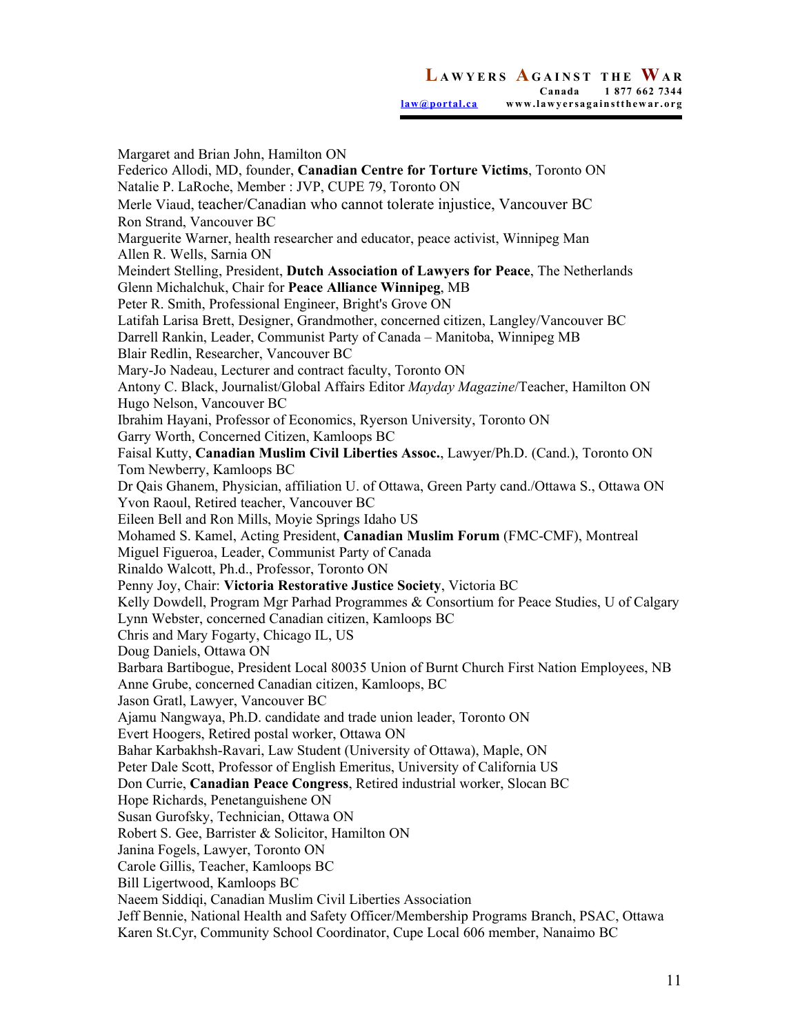Margaret and Brian John, Hamilton ON
Federico Allodi, MD, founder, **Canadian Centre for Torture Victims**, Toronto ON
Natalie P. LaRoche, Member : JVP, CUPE 79, Toronto ON
Merle Viaud, teacher/Canadian who cannot tolerate injustice, Vancouver BC
Ron Strand, Vancouver BC
Marguerite Warner, health researcher and educator, peace activist, Winnipeg Man
Allen R. Wells, Sarnia ON
Meindert Stelling, President, **Dutch Association of Lawyers for Peace**, The Netherlands
Glenn Michalchuk, Chair for **Peace Alliance Winnipeg**, MB
Peter R. Smith, Professional Engineer, Bright's Grove ON
Latifah Larisa Brett, Designer, Grandmother, concerned citizen, Langley/Vancouver BC
Darrell Rankin, Leader, Communist Party of Canada – Manitoba, Winnipeg MB
Blair Redlin, Researcher, Vancouver BC
Mary-Jo Nadeau, Lecturer and contract faculty, Toronto ON
Antony C. Black, Journalist/Global Affairs Editor *Mayday Magazine*/Teacher, Hamilton ON
Hugo Nelson, Vancouver BC
Ibrahim Hayani, Professor of Economics, Ryerson University, Toronto ON
Garry Worth, Concerned Citizen, Kamloops BC
Faisal Kutty, **Canadian Muslim Civil Liberties Assoc.**, Lawyer/Ph.D. (Cand.), Toronto ON
Tom Newberry, Kamloops BC
Dr Qais Ghanem, Physician, affiliation U. of Ottawa, Green Party cand./Ottawa S., Ottawa ON
Yvon Raoul, Retired teacher, Vancouver BC
Eileen Bell and Ron Mills, Moyie Springs Idaho US
Mohamed S. Kamel, Acting President, **Canadian Muslim Forum** (FMC-CMF), Montreal
Miguel Figueroa, Leader, Communist Party of Canada
Rinaldo Walcott, Ph.d., Professor, Toronto ON
Penny Joy, Chair: **Victoria Restorative Justice Society**, Victoria BC
Kelly Dowdell, Program Mgr Parhad Programmes & Consortium for Peace Studies, U of Calgary
Lynn Webster, concerned Canadian citizen, Kamloops BC
Chris and Mary Fogarty, Chicago IL, US
Doug Daniels, Ottawa ON
Barbara Bartibogue, President Local 80035 Union of Burnt Church First Nation Employees, NB
Anne Grube, concerned Canadian citizen, Kamloops, BC
Jason Gratl, Lawyer, Vancouver BC
Ajamu Nangwaya, Ph.D. candidate and trade union leader, Toronto ON
Evert Hoogers, Retired postal worker, Ottawa ON
Bahar Karbakhsh-Ravari, Law Student (University of Ottawa), Maple, ON
Peter Dale Scott, Professor of English Emeritus, University of California US
Don Currie, **Canadian Peace Congress**, Retired industrial worker, Slocan BC
Hope Richards, Penetanguishene ON
Susan Gurofsky, Technician, Ottawa ON
Robert S. Gee, Barrister & Solicitor, Hamilton ON
Janina Fogels, Lawyer, Toronto ON
Carole Gillis, Teacher, Kamloops BC
Bill Ligertwood, Kamloops BC
Naeem Siddiqi, Canadian Muslim Civil Liberties Association
Jeff Bennie, National Health and Safety Officer/Membership Programs Branch, PSAC, Ottawa
Karen St.Cyr, Community School Coordinator, Cupe Local 606 member, Nanaimo BC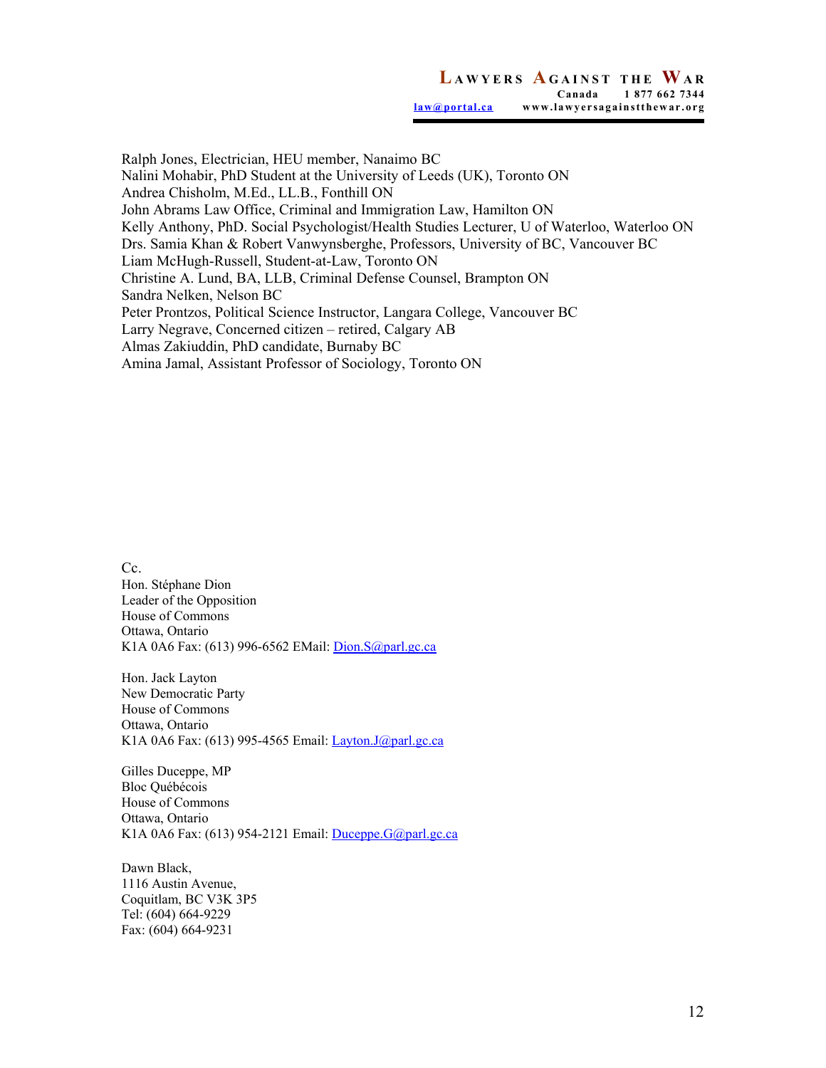Ralph Jones, Electrician, HEU member, Nanaimo BC
Nalini Mohabir, PhD Student at the University of Leeds (UK), Toronto ON
Andrea Chisholm, M.Ed., LL.B., Fonthill ON
John Abrams Law Office, Criminal and Immigration Law, Hamilton ON
Kelly Anthony, PhD. Social Psychologist/Health Studies Lecturer, U of Waterloo, Waterloo ON
Drs. Samia Khan & Robert Vanwynsberghe, Professors, University of BC, Vancouver BC
Liam McHugh-Russell, Student-at-Law, Toronto ON
Christine A. Lund, BA, LLB, Criminal Defense Counsel, Brampton ON
Sandra Nelken, Nelson BC
Peter Prontzos, Political Science Instructor, Langara College, Vancouver BC
Larry Negrave, Concerned citizen – retired, Calgary AB
Almas Zakiuddin, PhD candidate, Burnaby BC
Amina Jamal, Assistant Professor of Sociology, Toronto ON

Cc.
Hon. Stéphane Dion
Leader of the Opposition
House of Commons
Ottawa, Ontario
K1A 0A6 Fax: (613) 996-6562 EMail: Dion.S@parl.gc.ca

Hon. Jack Layton
New Democratic Party
House of Commons
Ottawa, Ontario
K1A 0A6 Fax: (613) 995-4565 Email: Layton.J@parl.gc.ca

Gilles Duceppe, MP
Bloc Québécois
House of Commons
Ottawa, Ontario
K1A 0A6 Fax: (613) 954-2121 Email: Duceppe.G@parl.gc.ca

Dawn Black,
1116 Austin Avenue,
Coquitlam, BC V3K 3P5
Tel: (604) 664-9229
Fax: (604) 664-9231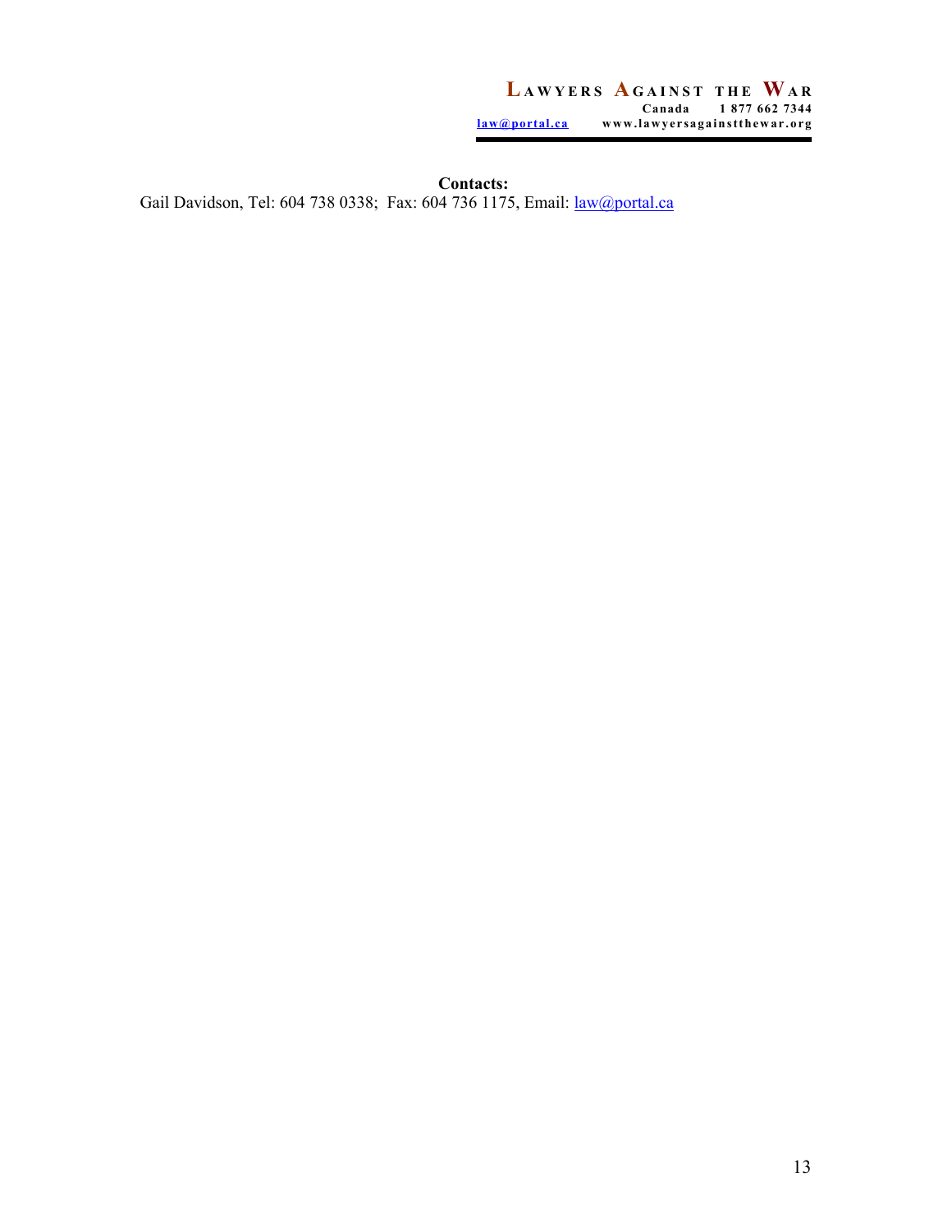**Contacts:**

Gail Davidson, Tel: 604 738 0338; Fax: 604 736 1175, Email: law@portal.ca